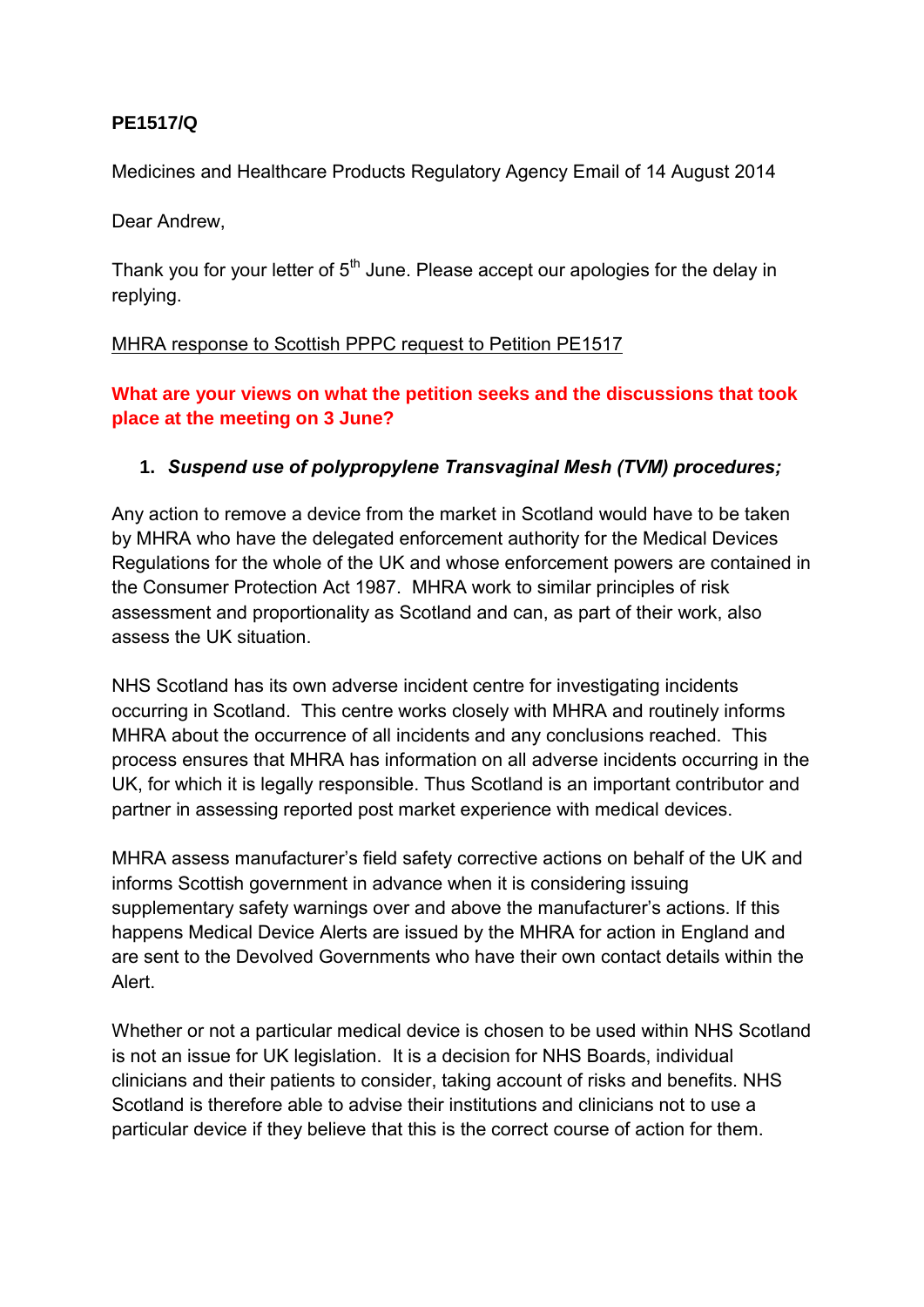**PE1517/Q**

Medicines and Healthcare Products Regulatory Agency Email of 14 August 2014

Dear Andrew,

Thank you for your letter of 5th June. Please accept our apologies for the delay in replying.

<u>MHRA response to Scottish PPPC request to Petition PE1517</u>

**What are your views on what the petition seeks and the discussions that took place at the meeting on 3 June?**

1. ***Suspend use of polypropylene Transvaginal Mesh (TVM) procedures;***

Any action to remove a device from the market in Scotland would have to be taken by MHRA who have the delegated enforcement authority for the Medical Devices Regulations for the whole of the UK and whose enforcement powers are contained in the Consumer Protection Act 1987. MHRA work to similar principles of risk assessment and proportionality as Scotland and can, as part of their work, also assess the UK situation.

NHS Scotland has its own adverse incident centre for investigating incidents occurring in Scotland. This centre works closely with MHRA and routinely informs MHRA about the occurrence of all incidents and any conclusions reached. This process ensures that MHRA has information on all adverse incidents occurring in the UK, for which it is legally responsible. Thus Scotland is an important contributor and partner in assessing reported post market experience with medical devices.

MHRA assess manufacturer's field safety corrective actions on behalf of the UK and informs Scottish government in advance when it is considering issuing supplementary safety warnings over and above the manufacturer's actions. If this happens Medical Device Alerts are issued by the MHRA for action in England and are sent to the Devolved Governments who have their own contact details within the Alert.

Whether or not a particular medical device is chosen to be used within NHS Scotland is not an issue for UK legislation. It is a decision for NHS Boards, individual clinicians and their patients to consider, taking account of risks and benefits. NHS Scotland is therefore able to advise their institutions and clinicians not to use a particular device if they believe that this is the correct course of action for them.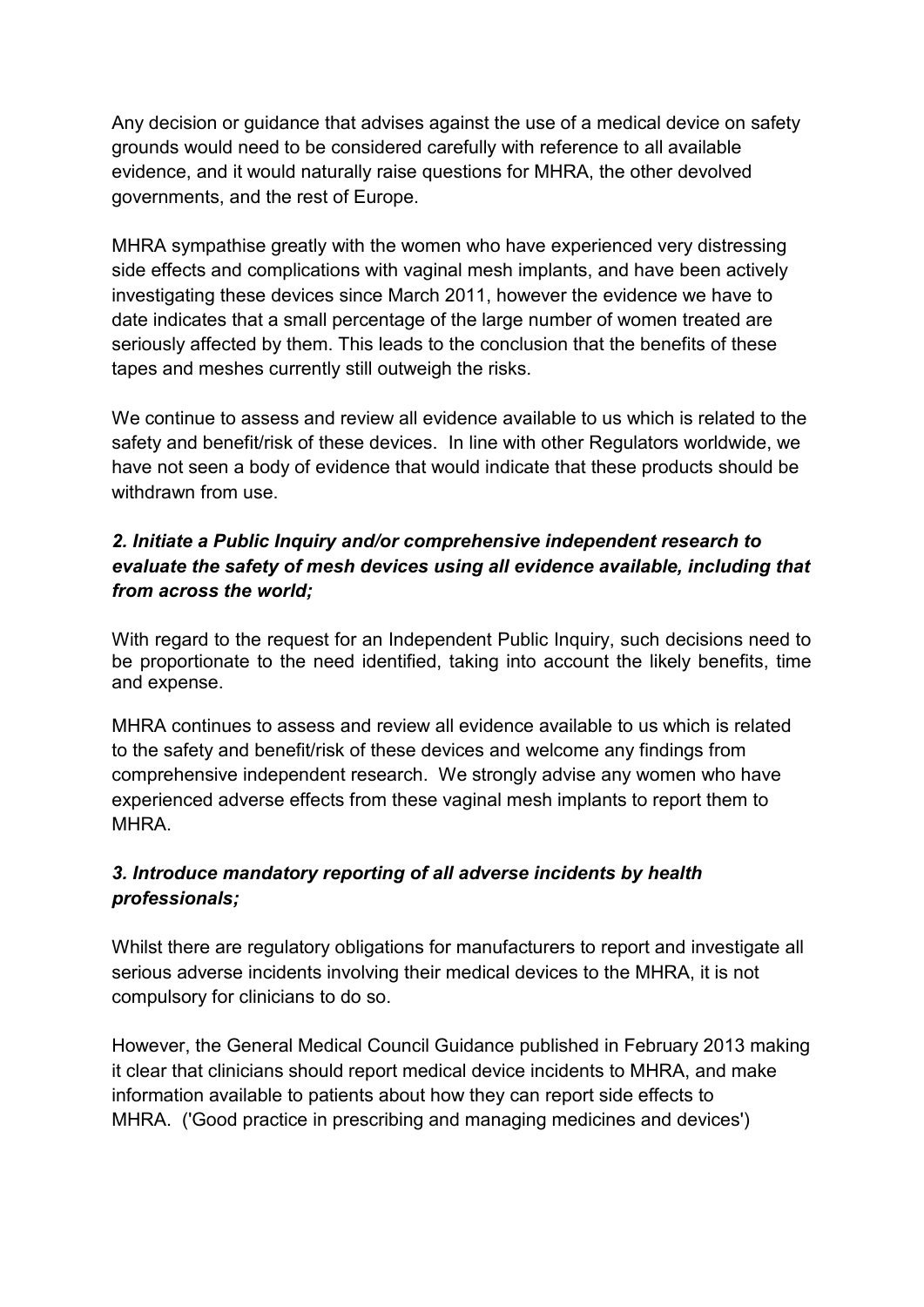Any decision or guidance that advises against the use of a medical device on safety grounds would need to be considered carefully with reference to all available evidence, and it would naturally raise questions for MHRA, the other devolved governments, and the rest of Europe.

MHRA sympathise greatly with the women who have experienced very distressing side effects and complications with vaginal mesh implants, and have been actively investigating these devices since March 2011, however the evidence we have to date indicates that a small percentage of the large number of women treated are seriously affected by them. This leads to the conclusion that the benefits of these tapes and meshes currently still outweigh the risks.

We continue to assess and review all evidence available to us which is related to the safety and benefit/risk of these devices. In line with other Regulators worldwide, we have not seen a body of evidence that would indicate that these products should be withdrawn from use.

***2. Initiate a Public Inquiry and/or comprehensive independent research to evaluate the safety of mesh devices using all evidence available, including that from across the world;***

With regard to the request for an Independent Public Inquiry, such decisions need to be proportionate to the need identified, taking into account the likely benefits, time and expense.

MHRA continues to assess and review all evidence available to us which is related to the safety and benefit/risk of these devices and welcome any findings from comprehensive independent research. We strongly advise any women who have experienced adverse effects from these vaginal mesh implants to report them to MHRA.

***3. Introduce mandatory reporting of all adverse incidents by health professionals;***

Whilst there are regulatory obligations for manufacturers to report and investigate all serious adverse incidents involving their medical devices to the MHRA, it is not compulsory for clinicians to do so.

However, the General Medical Council Guidance published in February 2013 making it clear that clinicians should report medical device incidents to MHRA, and make information available to patients about how they can report side effects to MHRA. ('Good practice in prescribing and managing medicines and devices')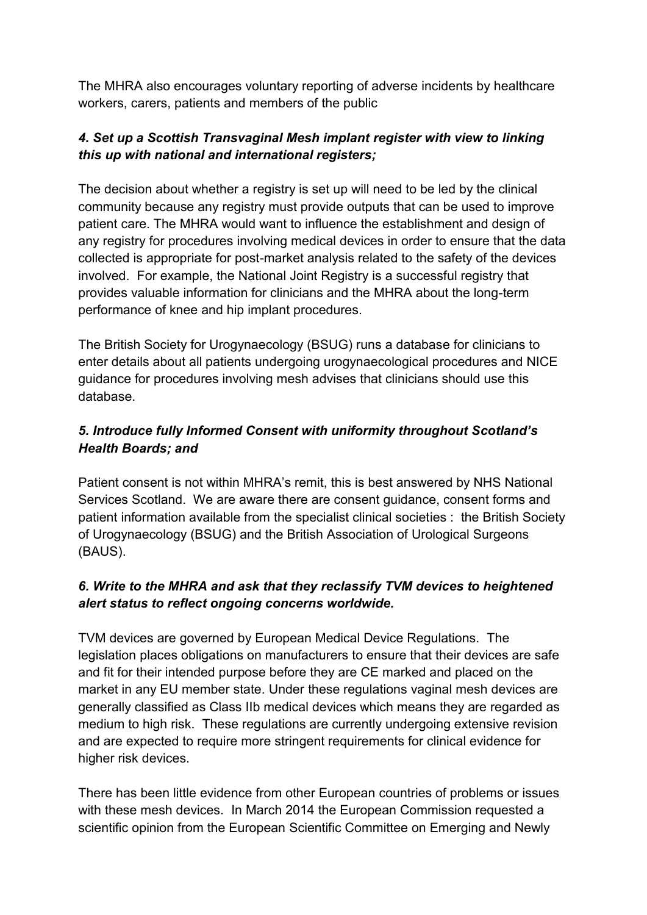The MHRA also encourages voluntary reporting of adverse incidents by healthcare workers, carers, patients and members of the public

***4. Set up a Scottish Transvaginal Mesh implant register with view to linking this up with national and international registers;***

The decision about whether a registry is set up will need to be led by the clinical community because any registry must provide outputs that can be used to improve patient care. The MHRA would want to influence the establishment and design of any registry for procedures involving medical devices in order to ensure that the data collected is appropriate for post-market analysis related to the safety of the devices involved. For example, the National Joint Registry is a successful registry that provides valuable information for clinicians and the MHRA about the long-term performance of knee and hip implant procedures.

The British Society for Urogynaecology (BSUG) runs a database for clinicians to enter details about all patients undergoing urogynaecological procedures and NICE guidance for procedures involving mesh advises that clinicians should use this database.

***5. Introduce fully Informed Consent with uniformity throughout Scotland's Health Boards; and***

Patient consent is not within MHRA's remit, this is best answered by NHS National Services Scotland. We are aware there are consent guidance, consent forms and patient information available from the specialist clinical societies : the British Society of Urogynaecology (BSUG) and the British Association of Urological Surgeons (BAUS).

***6. Write to the MHRA and ask that they reclassify TVM devices to heightened alert status to reflect ongoing concerns worldwide.***

TVM devices are governed by European Medical Device Regulations. The legislation places obligations on manufacturers to ensure that their devices are safe and fit for their intended purpose before they are CE marked and placed on the market in any EU member state. Under these regulations vaginal mesh devices are generally classified as Class IIb medical devices which means they are regarded as medium to high risk. These regulations are currently undergoing extensive revision and are expected to require more stringent requirements for clinical evidence for higher risk devices.

There has been little evidence from other European countries of problems or issues with these mesh devices. In March 2014 the European Commission requested a scientific opinion from the European Scientific Committee on Emerging and Newly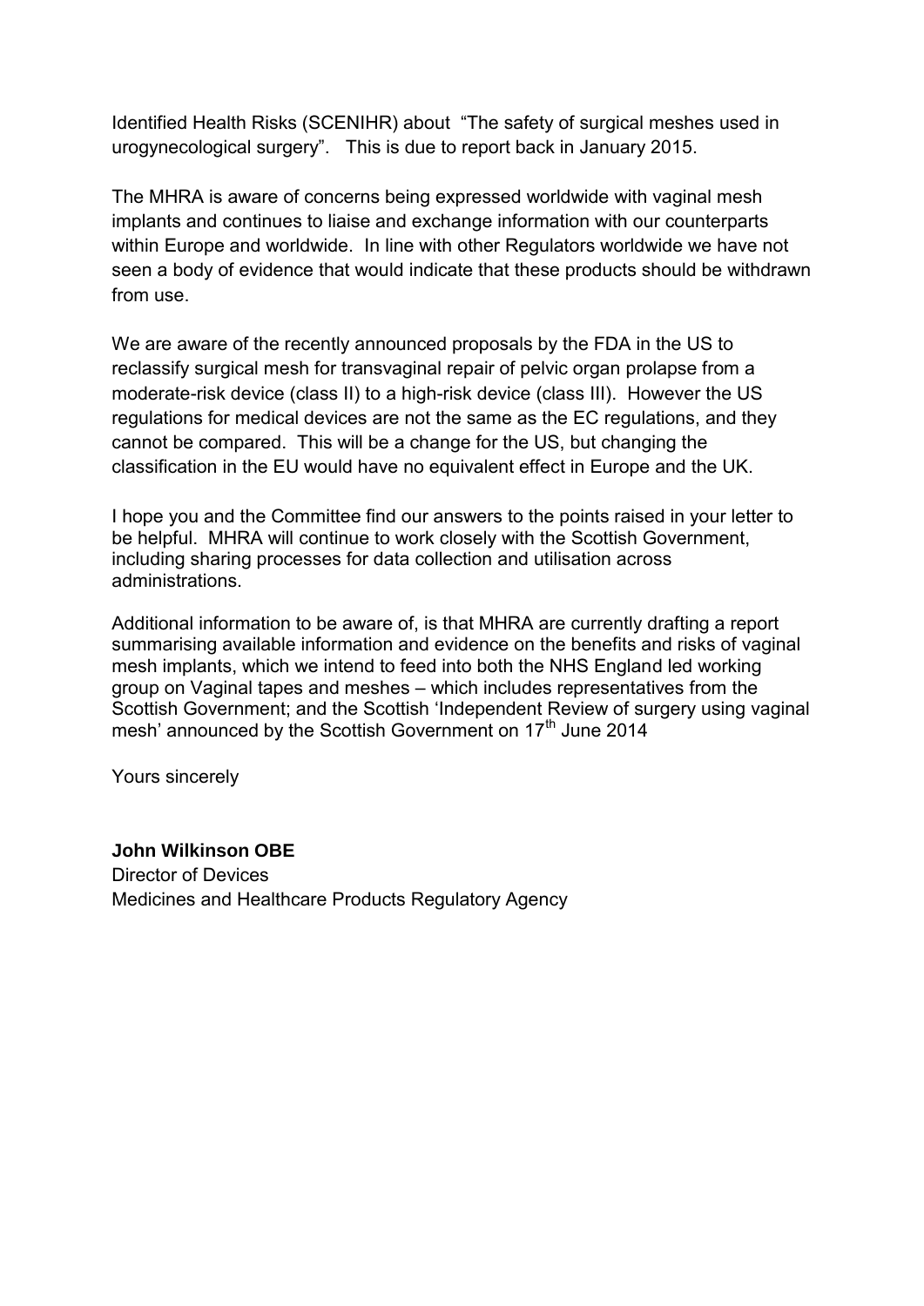Identified Health Risks (SCENIHR) about "The safety of surgical meshes used in urogynecological surgery". This is due to report back in January 2015.

The MHRA is aware of concerns being expressed worldwide with vaginal mesh implants and continues to liaise and exchange information with our counterparts within Europe and worldwide. In line with other Regulators worldwide we have not seen a body of evidence that would indicate that these products should be withdrawn from use.

We are aware of the recently announced proposals by the FDA in the US to reclassify surgical mesh for transvaginal repair of pelvic organ prolapse from a moderate-risk device (class II) to a high-risk device (class III). However the US regulations for medical devices are not the same as the EC regulations, and they cannot be compared. This will be a change for the US, but changing the classification in the EU would have no equivalent effect in Europe and the UK.

I hope you and the Committee find our answers to the points raised in your letter to be helpful. MHRA will continue to work closely with the Scottish Government, including sharing processes for data collection and utilisation across administrations.

Additional information to be aware of, is that MHRA are currently drafting a report summarising available information and evidence on the benefits and risks of vaginal mesh implants, which we intend to feed into both the NHS England led working group on Vaginal tapes and meshes – which includes representatives from the Scottish Government; and the Scottish 'Independent Review of surgery using vaginal mesh' announced by the Scottish Government on 17th June 2014

Yours sincerely

**John Wilkinson OBE**
Director of Devices
Medicines and Healthcare Products Regulatory Agency